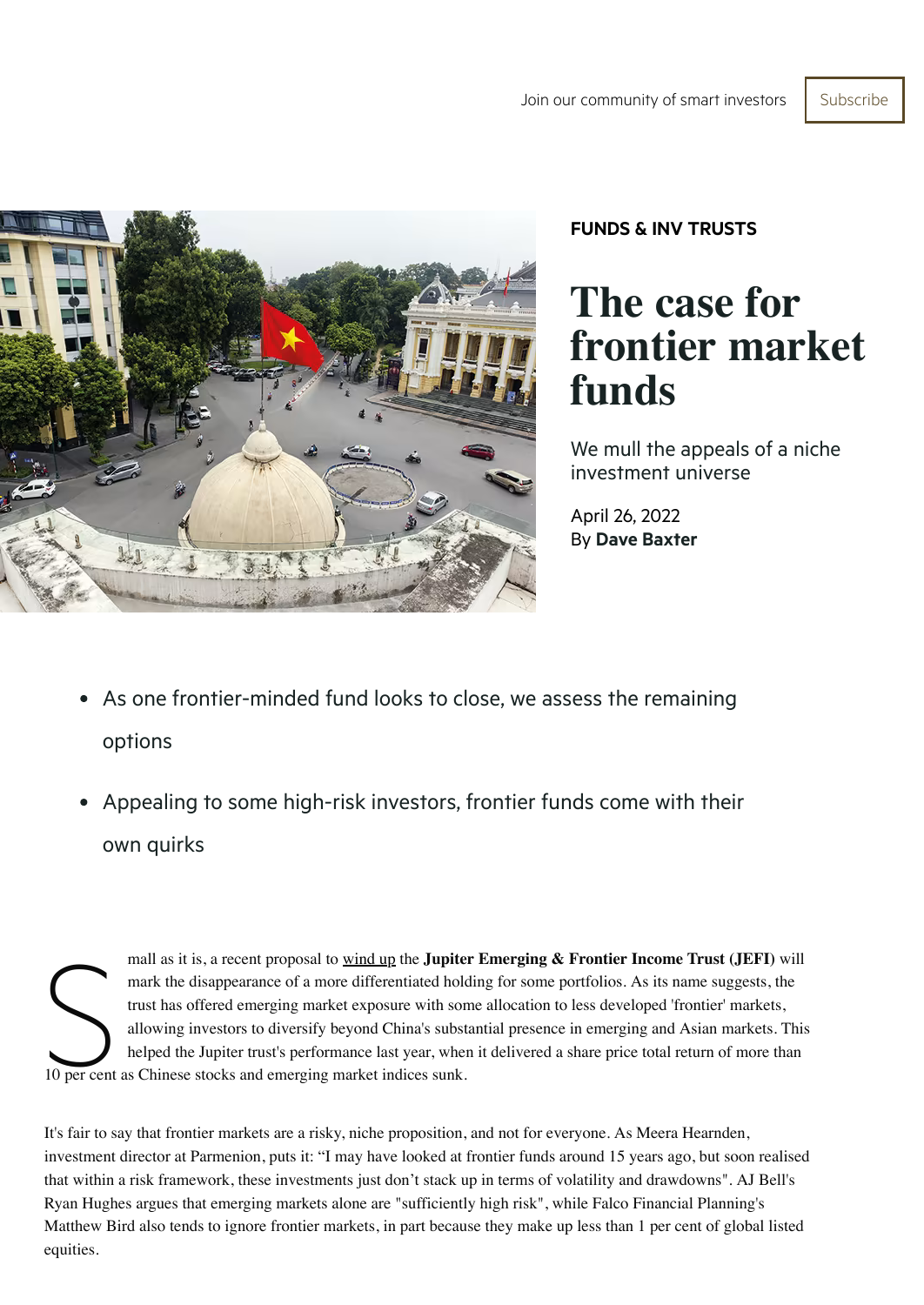Join our community of smart investors Subscribe

FUNDS & INV TRUSTS

# The case for frontier market funds

We mull the appeals of a niche investment universe

April 26, 2022
By **Dave Baxter**

- As one frontier-minded fund looks to close, we assess the remaining options
- Appealing to some high-risk investors, frontier funds come with their own quirks

Small as it is, a recent proposal to wind up the **Jupiter Emerging & Frontier Income Trust (JEFI)** will mark the disappearance of a more differentiated holding for some portfolios. As its name suggests, the trust has offered emerging market exposure with some allocation to less developed 'frontier' markets, allowing investors to diversify beyond China's substantial presence in emerging and Asian markets. This helped the Jupiter trust's performance last year, when it delivered a share price total return of more than 10 per cent as Chinese stocks and emerging market indices sunk.

It's fair to say that frontier markets are a risky, niche proposition, and not for everyone. As Meera Hearnden, investment director at Parmenion, puts it: "I may have looked at frontier funds around 15 years ago, but soon realised that within a risk framework, these investments just don't stack up in terms of volatility and drawdowns". AJ Bell's Ryan Hughes argues that emerging markets alone are "sufficiently high risk", while Falco Financial Planning's Matthew Bird also tends to ignore frontier markets, in part because they make up less than 1 per cent of global listed equities.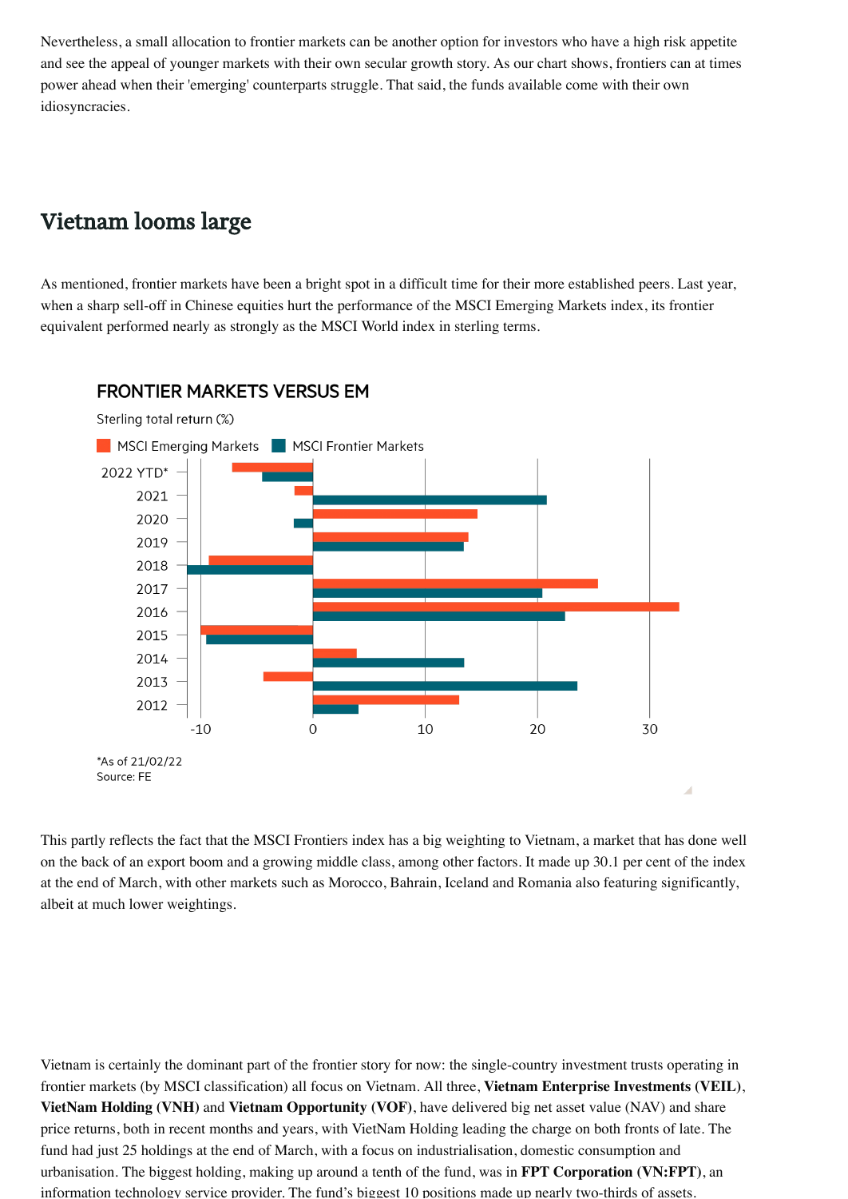Nevertheless, a small allocation to frontier markets can be another option for investors who have a high risk appetite and see the appeal of younger markets with their own secular growth story. As our chart shows, frontiers can at times power ahead when their 'emerging' counterparts struggle. That said, the funds available come with their own idiosyncracies.

## Vietnam looms large

As mentioned, frontier markets have been a bright spot in a difficult time for their more established peers. Last year, when a sharp sell-off in Chinese equities hurt the performance of the MSCI Emerging Markets index, its frontier equivalent performed nearly as strongly as the MSCI World index in sterling terms.

FRONTIER MARKETS VERSUS EM

Sterling total return (%)

MSCI Emerging Markets
MSCI Frontier Markets

2022 YTD*
2021
2020
2019
2018
2017
2016
2015
2014
2013
2012

-10
0
10
20
30

*As of 21/02/22

Source: FE

This partly reflects the fact that the MSCI Frontiers index has a big weighting to Vietnam, a market that has done well on the back of an export boom and a growing middle class, among other factors. It made up 30.1 per cent of the index at the end of March, with other markets such as Morocco, Bahrain, Iceland and Romania also featuring significantly, albeit at much lower weightings.

Vietnam is certainly the dominant part of the frontier story for now: the single-country investment trusts operating in frontier markets (by MSCI classification) all focus on Vietnam. All three, **Vietnam Enterprise Investments (VEIL)**, **VietNam Holding (VNH)** and **Vietnam Opportunity (VOF)**, have delivered big net asset value (NAV) and share price returns, both in recent months and years, with VietNam Holding leading the charge on both fronts of late. The fund had just 25 holdings at the end of March, with a focus on industrialisation, domestic consumption and urbanisation. The biggest holding, making up around a tenth of the fund, was in **FPT Corporation (VN:FPT)**, an information technology service provider. The fund's biggest 10 positions made up nearly two-thirds of assets.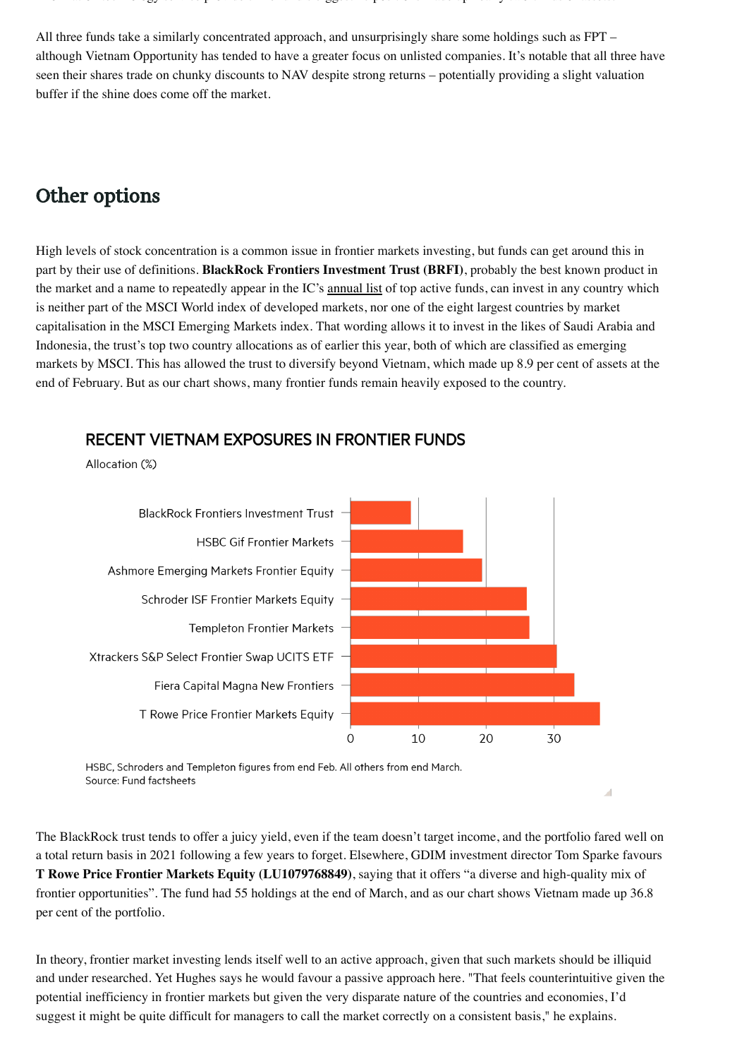All three funds take a similarly concentrated approach, and unsurprisingly share some holdings such as FPT – although Vietnam Opportunity has tended to have a greater focus on unlisted companies. It's notable that all three have seen their shares trade on chunky discounts to NAV despite strong returns – potentially providing a slight valuation buffer if the shine does come off the market.

## Other options

High levels of stock concentration is a common issue in frontier markets investing, but funds can get around this in part by their use of definitions. **BlackRock Frontiers Investment Trust (BRFI)**, probably the best known product in the market and a name to repeatedly appear in the IC's annual list of top active funds, can invest in any country which is neither part of the MSCI World index of developed markets, nor one of the eight largest countries by market capitalisation in the MSCI Emerging Markets index. That wording allows it to invest in the likes of Saudi Arabia and Indonesia, the trust's top two country allocations as of earlier this year, both of which are classified as emerging markets by MSCI. This has allowed the trust to diversify beyond Vietnam, which made up 8.9 per cent of assets at the end of February. But as our chart shows, many frontier funds remain heavily exposed to the country.

RECENT VIETNAM EXPOSURES IN FRONTIER FUNDS

Allocation (%)

BlackRock Frontiers Investment Trust
HSBC Gif Frontier Markets
Ashmore Emerging Markets Frontier Equity
Schroder ISF Frontier Markets Equity
Templeton Frontier Markets
Xtrackers S&P Select Frontier Swap UCITS ETF
Fiera Capital Magna New Frontiers
T Rowe Price Frontier Markets Equity

0 10 20 30

HSBC, Schroders and Templeton figures from end Feb. All others from end March.
Source: Fund factsheets

The BlackRock trust tends to offer a juicy yield, even if the team doesn't target income, and the portfolio fared well on a total return basis in 2021 following a few years to forget. Elsewhere, GDIM investment director Tom Sparke favours **T Rowe Price Frontier Markets Equity (LU1079768849)**, saying that it offers "a diverse and high-quality mix of frontier opportunities". The fund had 55 holdings at the end of March, and as our chart shows Vietnam made up 36.8 per cent of the portfolio.

In theory, frontier market investing lends itself well to an active approach, given that such markets should be illiquid and under researched. Yet Hughes says he would favour a passive approach here. "That feels counterintuitive given the potential inefficiency in frontier markets but given the very disparate nature of the countries and economies, I'd suggest it might be quite difficult for managers to call the market correctly on a consistent basis," he explains.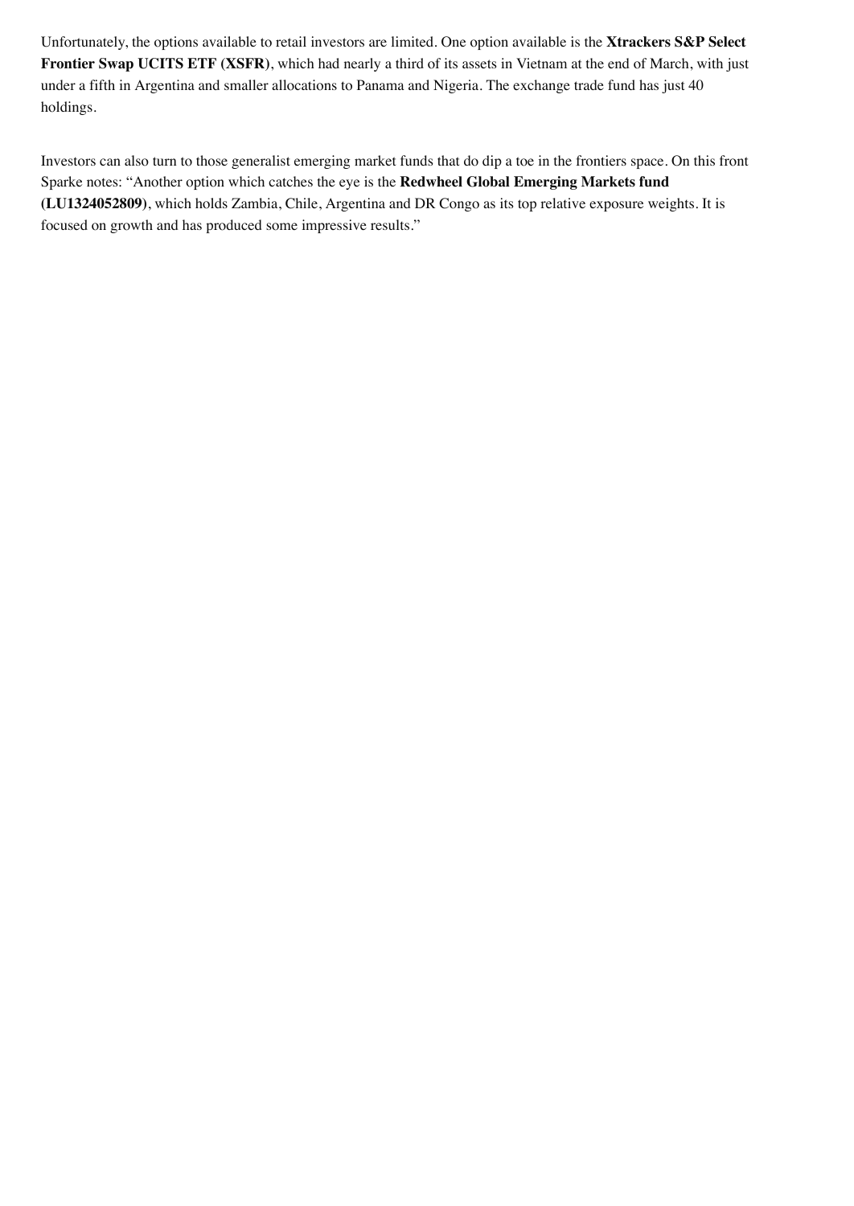Unfortunately, the options available to retail investors are limited. One option available is the **Xtrackers S&P Select Frontier Swap UCITS ETF (XSFR)**, which had nearly a third of its assets in Vietnam at the end of March, with just under a fifth in Argentina and smaller allocations to Panama and Nigeria. The exchange trade fund has just 40 holdings.

Investors can also turn to those generalist emerging market funds that do dip a toe in the frontiers space. On this front Sparke notes: "Another option which catches the eye is the **Redwheel Global Emerging Markets fund (LU1324052809)**, which holds Zambia, Chile, Argentina and DR Congo as its top relative exposure weights. It is focused on growth and has produced some impressive results."